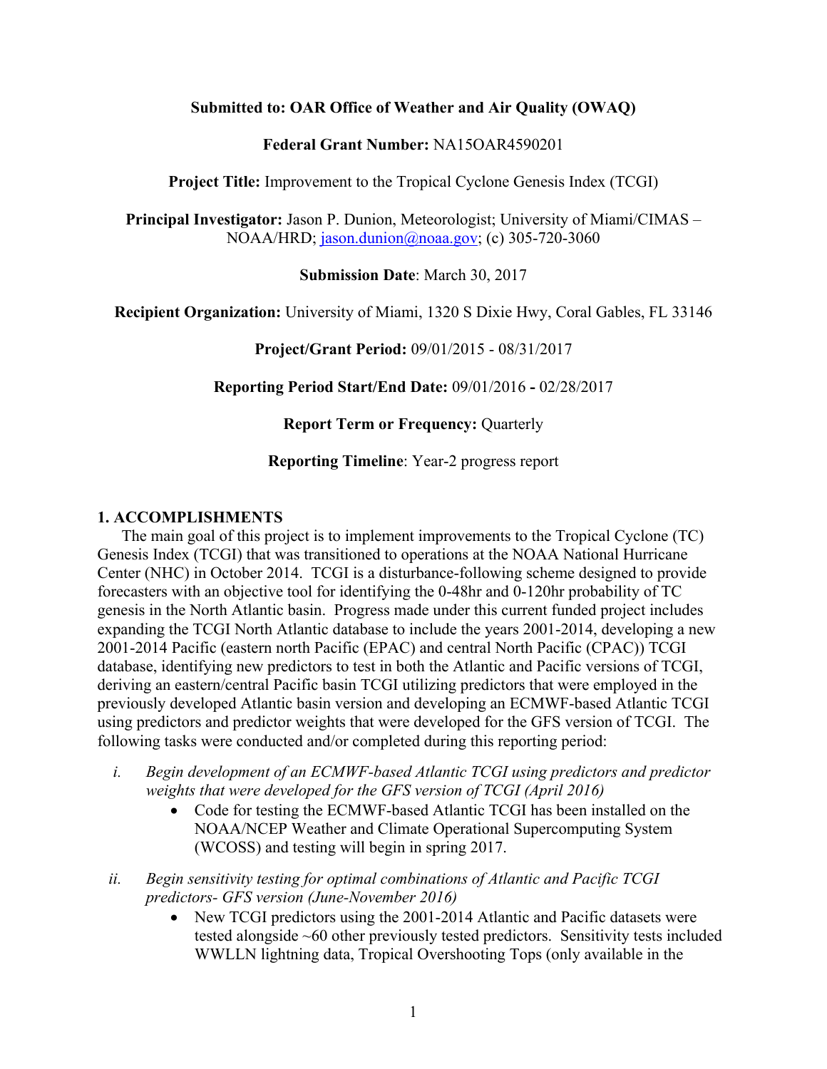**Submitted to: OAR Office of Weather and Air Quality (OWAQ)**

**Federal Grant Number:** NA15OAR4590201

**Project Title:** Improvement to the Tropical Cyclone Genesis Index (TCGI)

**Principal Investigator:** Jason P. Dunion, Meteorologist; University of Miami/CIMAS – NOAA/HRD; jason.dunion@noaa.gov; (c) 305-720-3060

**Submission Date**: March 30, 2017

**Recipient Organization:** University of Miami, 1320 S Dixie Hwy, Coral Gables, FL 33146

**Project/Grant Period:** 09/01/2015 - 08/31/2017

**Reporting Period Start/End Date:** 09/01/2016 **-** 02/28/2017

**Report Term or Frequency:** Quarterly

**Reporting Timeline**: Year-2 progress report

## 1. ACCOMPLISHMENTS

The main goal of this project is to implement improvements to the Tropical Cyclone (TC) Genesis Index (TCGI) that was transitioned to operations at the NOAA National Hurricane Center (NHC) in October 2014. TCGI is a disturbance-following scheme designed to provide forecasters with an objective tool for identifying the 0-48hr and 0-120hr probability of TC genesis in the North Atlantic basin. Progress made under this current funded project includes expanding the TCGI North Atlantic database to include the years 2001-2014, developing a new 2001-2014 Pacific (eastern north Pacific (EPAC) and central North Pacific (CPAC)) TCGI database, identifying new predictors to test in both the Atlantic and Pacific versions of TCGI, deriving an eastern/central Pacific basin TCGI utilizing predictors that were employed in the previously developed Atlantic basin version and developing an ECMWF-based Atlantic TCGI using predictors and predictor weights that were developed for the GFS version of TCGI. The following tasks were conducted and/or completed during this reporting period:

i. *Begin development of an ECMWF-based Atlantic TCGI using predictors and predictor weights that were developed for the GFS version of TCGI (April 2016)*
    - Code for testing the ECMWF-based Atlantic TCGI has been installed on the NOAA/NCEP Weather and Climate Operational Supercomputing System (WCOSS) and testing will begin in spring 2017.

ii. *Begin sensitivity testing for optimal combinations of Atlantic and Pacific TCGI predictors- GFS version (June-November 2016)*
    - New TCGI predictors using the 2001-2014 Atlantic and Pacific datasets were tested alongside ~60 other previously tested predictors. Sensitivity tests included WWLLN lightning data, Tropical Overshooting Tops (only available in the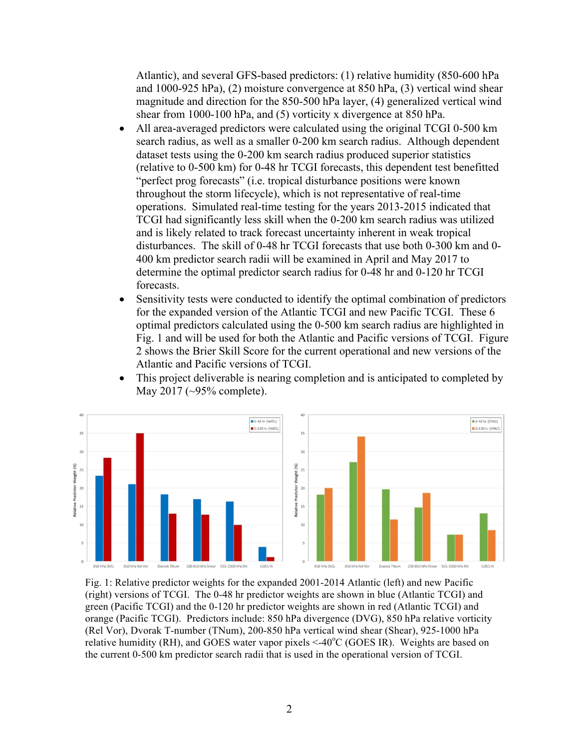Atlantic), and several GFS-based predictors: (1) relative humidity (850-600 hPa and 1000-925 hPa), (2) moisture convergence at 850 hPa, (3) vertical wind shear magnitude and direction for the 850-500 hPa layer, (4) generalized vertical wind shear from 1000-100 hPa, and (5) vorticity x divergence at 850 hPa.

- All area-averaged predictors were calculated using the original TCGI 0-500 km search radius, as well as a smaller 0-200 km search radius. Although dependent dataset tests using the 0-200 km search radius produced superior statistics (relative to 0-500 km) for 0-48 hr TCGI forecasts, this dependent test benefitted "perfect prog forecasts" (i.e. tropical disturbance positions were known throughout the storm lifecycle), which is not representative of real-time operations. Simulated real-time testing for the years 2013-2015 indicated that TCGI had significantly less skill when the 0-200 km search radius was utilized and is likely related to track forecast uncertainty inherent in weak tropical disturbances. The skill of 0-48 hr TCGI forecasts that use both 0-300 km and 0-400 km predictor search radii will be examined in April and May 2017 to determine the optimal predictor search radius for 0-48 hr and 0-120 hr TCGI forecasts.
- Sensitivity tests were conducted to identify the optimal combination of predictors for the expanded version of the Atlantic TCGI and new Pacific TCGI. These 6 optimal predictors calculated using the 0-500 km search radius are highlighted in Fig. 1 and will be used for both the Atlantic and Pacific versions of TCGI. Figure 2 shows the Brier Skill Score for the current operational and new versions of the Atlantic and Pacific versions of TCGI.
- This project deliverable is nearing completion and is anticipated to completed by May 2017 (~95% complete).

Fig. 1: Relative predictor weights for the expanded 2001-2014 Atlantic (left) and new Pacific (right) versions of TCGI. The 0-48 hr predictor weights are shown in blue (Atlantic TCGI) and green (Pacific TCGI) and the 0-120 hr predictor weights are shown in red (Atlantic TCGI) and orange (Pacific TCGI). Predictors include: 850 hPa divergence (DVG), 850 hPa relative vorticity (Rel Vor), Dvorak T-number (TNum), 200-850 hPa vertical wind shear (Shear), 925-1000 hPa relative humidity (RH), and GOES water vapor pixels <-40$^{o}$C (GOES IR). Weights are based on the current 0-500 km predictor search radii that is used in the operational version of TCGI.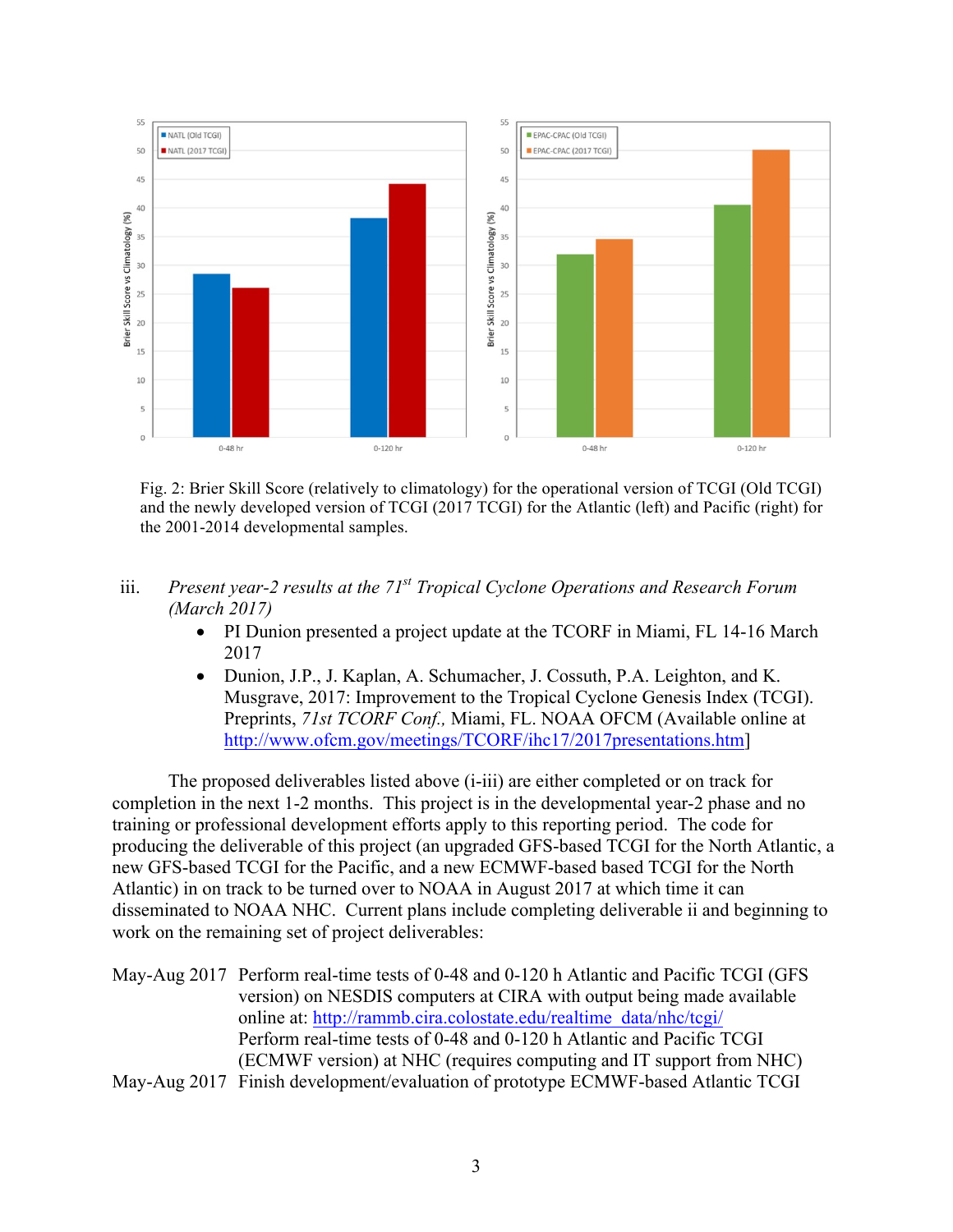Fig. 2: Brier Skill Score (relatively to climatology) for the operational version of TCGI (Old TCGI) and the newly developed version of TCGI (2017 TCGI) for the Atlantic (left) and Pacific (right) for the 2001-2014 developmental samples.

iii. *Present year-2 results at the 71st Tropical Cyclone Operations and Research Forum (March 2017)*

- PI Dunion presented a project update at the TCORF in Miami, FL 14-16 March 2017
- Dunion, J.P., J. Kaplan, A. Schumacher, J. Cossuth, P.A. Leighton, and K. Musgrave, 2017: Improvement to the Tropical Cyclone Genesis Index (TCGI). Preprints, *71st TCORF Conf.,* Miami, FL. NOAA OFCM (Available online at http://www.ofcm.gov/meetings/TCORF/ihc17/2017presentations.htm]

The proposed deliverables listed above (i-iii) are either completed or on track for completion in the next 1-2 months. This project is in the developmental year-2 phase and no training or professional development efforts apply to this reporting period. The code for producing the deliverable of this project (an upgraded GFS-based TCGI for the North Atlantic, a new GFS-based TCGI for the Pacific, and a new ECMWF-based based TCGI for the North Atlantic) in on track to be turned over to NOAA in August 2017 at which time it can disseminated to NOAA NHC. Current plans include completing deliverable ii and beginning to work on the remaining set of project deliverables:

May-Aug 2017 Perform real-time tests of 0-48 and 0-120 h Atlantic and Pacific TCGI (GFS version) on NESDIS computers at CIRA with output being made available online at: http://rammb.cira.colostate.edu/realtime_data/nhc/tcgi/
Perform real-time tests of 0-48 and 0-120 h Atlantic and Pacific TCGI (ECMWF version) at NHC (requires computing and IT support from NHC)

May-Aug 2017 Finish development/evaluation of prototype ECMWF-based Atlantic TCGI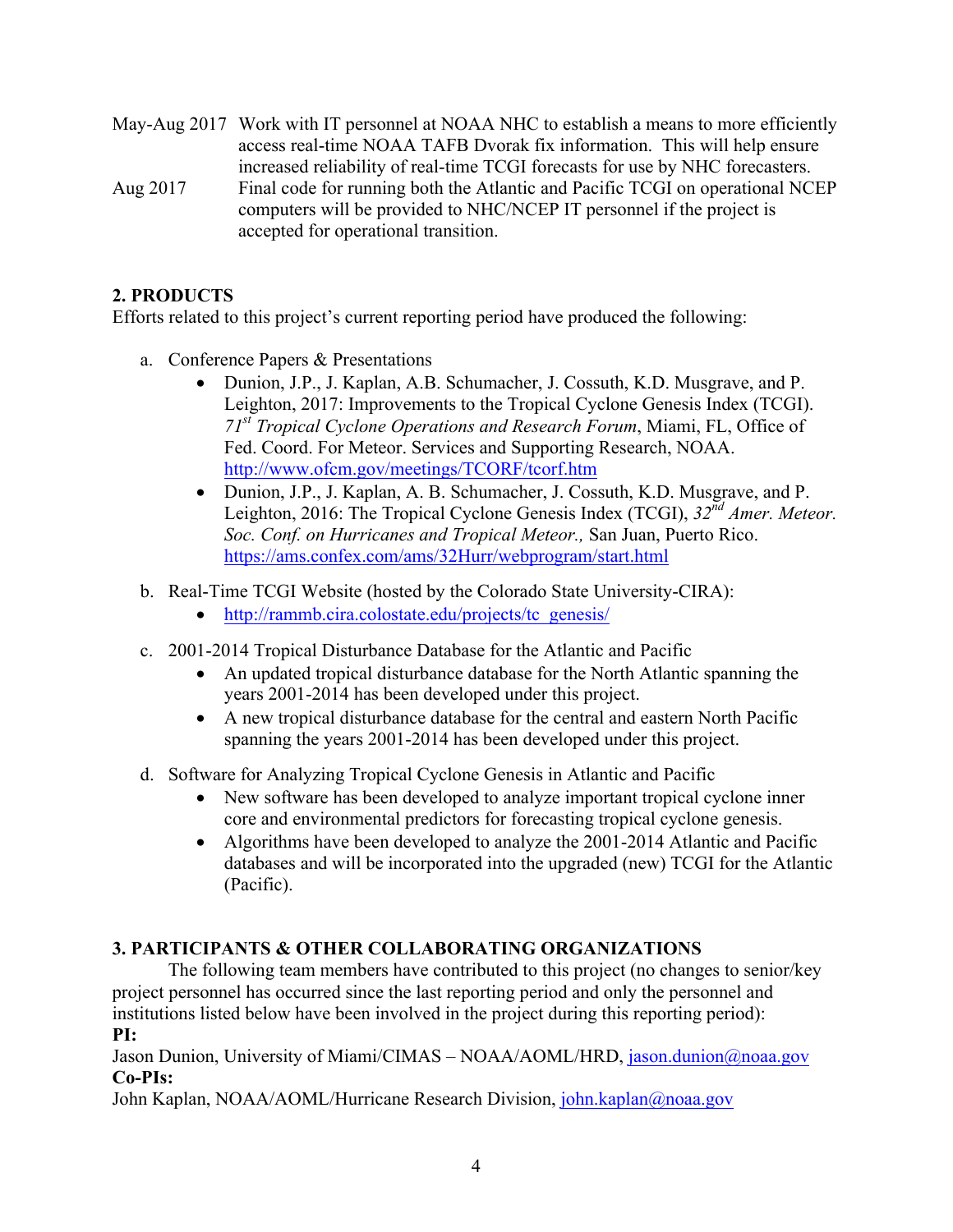May-Aug 2017 Work with IT personnel at NOAA NHC to establish a means to more efficiently access real-time NOAA TAFB Dvorak fix information. This will help ensure increased reliability of real-time TCGI forecasts for use by NHC forecasters.

Aug 2017 Final code for running both the Atlantic and Pacific TCGI on operational NCEP computers will be provided to NHC/NCEP IT personnel if the project is accepted for operational transition.

## 2. PRODUCTS

Efforts related to this project's current reporting period have produced the following:

a. Conference Papers & Presentations
   - Dunion, J.P., J. Kaplan, A.B. Schumacher, J. Cossuth, K.D. Musgrave, and P. Leighton, 2017: Improvements to the Tropical Cyclone Genesis Index (TCGI). *71st Tropical Cyclone Operations and Research Forum*, Miami, FL, Office of Fed. Coord. For Meteor. Services and Supporting Research, NOAA. http://www.ofcm.gov/meetings/TCORF/tcorf.htm
   - Dunion, J.P., J. Kaplan, A. B. Schumacher, J. Cossuth, K.D. Musgrave, and P. Leighton, 2016: The Tropical Cyclone Genesis Index (TCGI), *32nd Amer. Meteor. Soc. Conf. on Hurricanes and Tropical Meteor.,* San Juan, Puerto Rico. https://ams.confex.com/ams/32Hurr/webprogram/start.html

b. Real-Time TCGI Website (hosted by the Colorado State University-CIRA):
   - http://rammb.cira.colostate.edu/projects/tc_genesis/

c. 2001-2014 Tropical Disturbance Database for the Atlantic and Pacific
   - An updated tropical disturbance database for the North Atlantic spanning the years 2001-2014 has been developed under this project.
   - A new tropical disturbance database for the central and eastern North Pacific spanning the years 2001-2014 has been developed under this project.

d. Software for Analyzing Tropical Cyclone Genesis in Atlantic and Pacific
   - New software has been developed to analyze important tropical cyclone inner core and environmental predictors for forecasting tropical cyclone genesis.
   - Algorithms have been developed to analyze the 2001-2014 Atlantic and Pacific databases and will be incorporated into the upgraded (new) TCGI for the Atlantic (Pacific).

## 3. PARTICIPANTS & OTHER COLLABORATING ORGANIZATIONS

The following team members have contributed to this project (no changes to senior/key project personnel has occurred since the last reporting period and only the personnel and institutions listed below have been involved in the project during this reporting period):

**PI:**

Jason Dunion, University of Miami/CIMAS – NOAA/AOML/HRD, jason.dunion@noaa.gov

**Co-PIs:**

John Kaplan, NOAA/AOML/Hurricane Research Division, john.kaplan@noaa.gov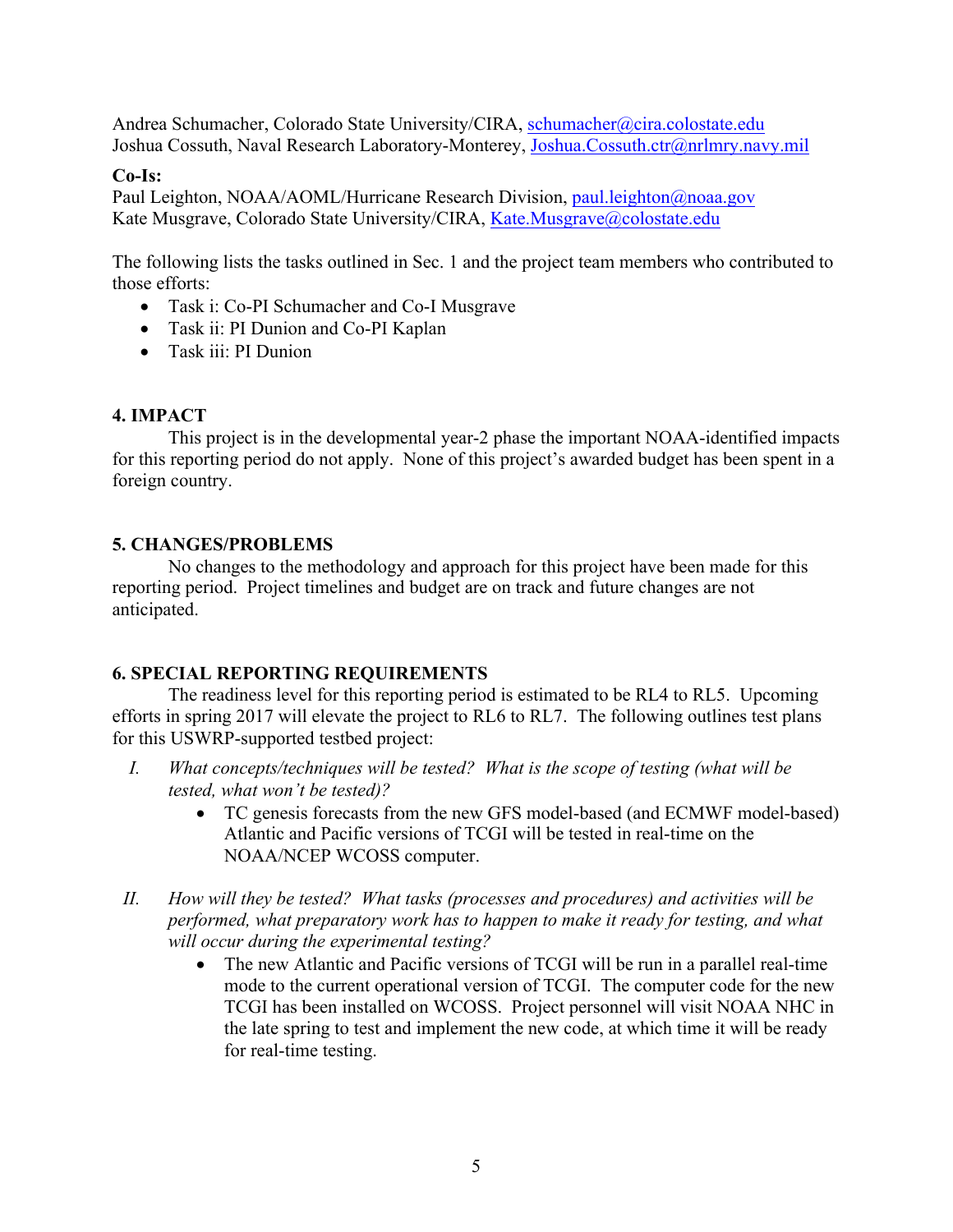Andrea Schumacher, Colorado State University/CIRA, schumacher@cira.colostate.edu
Joshua Cossuth, Naval Research Laboratory-Monterey, Joshua.Cossuth.ctr@nrlmry.navy.mil

**Co-Is:**
Paul Leighton, NOAA/AOML/Hurricane Research Division, paul.leighton@noaa.gov
Kate Musgrave, Colorado State University/CIRA, Kate.Musgrave@colostate.edu

The following lists the tasks outlined in Sec. 1 and the project team members who contributed to those efforts:

- Task i: Co-PI Schumacher and Co-I Musgrave
- Task ii: PI Dunion and Co-PI Kaplan
- Task iii: PI Dunion

## 4. IMPACT

This project is in the developmental year-2 phase the important NOAA-identified impacts for this reporting period do not apply. None of this project's awarded budget has been spent in a foreign country.

## 5. CHANGES/PROBLEMS

No changes to the methodology and approach for this project have been made for this reporting period. Project timelines and budget are on track and future changes are not anticipated.

## 6. SPECIAL REPORTING REQUIREMENTS

The readiness level for this reporting period is estimated to be RL4 to RL5. Upcoming efforts in spring 2017 will elevate the project to RL6 to RL7. The following outlines test plans for this USWRP-supported testbed project:

I. *What concepts/techniques will be tested? What is the scope of testing (what will be tested, what won't be tested)?*
   - TC genesis forecasts from the new GFS model-based (and ECMWF model-based) Atlantic and Pacific versions of TCGI will be tested in real-time on the NOAA/NCEP WCOSS computer.

II. *How will they be tested? What tasks (processes and procedures) and activities will be performed, what preparatory work has to happen to make it ready for testing, and what will occur during the experimental testing?*
   - The new Atlantic and Pacific versions of TCGI will be run in a parallel real-time mode to the current operational version of TCGI. The computer code for the new TCGI has been installed on WCOSS. Project personnel will visit NOAA NHC in the late spring to test and implement the new code, at which time it will be ready for real-time testing.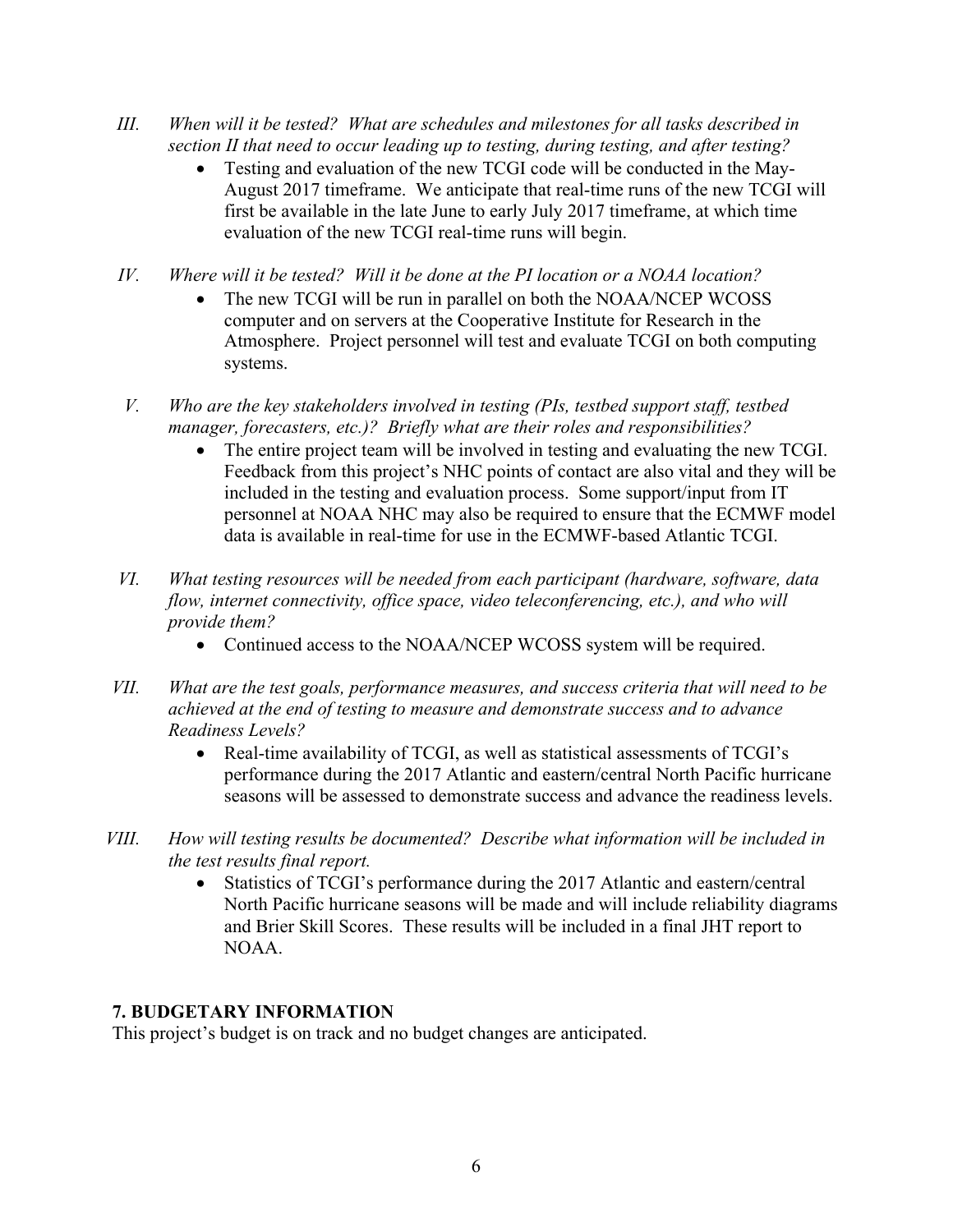III. *When will it be tested? What are schedules and milestones for all tasks described in section II that need to occur leading up to testing, during testing, and after testing?*

- Testing and evaluation of the new TCGI code will be conducted in the May-August 2017 timeframe. We anticipate that real-time runs of the new TCGI will first be available in the late June to early July 2017 timeframe, at which time evaluation of the new TCGI real-time runs will begin.

IV. *Where will it be tested? Will it be done at the PI location or a NOAA location?*

- The new TCGI will be run in parallel on both the NOAA/NCEP WCOSS computer and on servers at the Cooperative Institute for Research in the Atmosphere. Project personnel will test and evaluate TCGI on both computing systems.

V. *Who are the key stakeholders involved in testing (PIs, testbed support staff, testbed manager, forecasters, etc.)? Briefly what are their roles and responsibilities?*

- The entire project team will be involved in testing and evaluating the new TCGI. Feedback from this project's NHC points of contact are also vital and they will be included in the testing and evaluation process. Some support/input from IT personnel at NOAA NHC may also be required to ensure that the ECMWF model data is available in real-time for use in the ECMWF-based Atlantic TCGI.

VI. *What testing resources will be needed from each participant (hardware, software, data flow, internet connectivity, office space, video teleconferencing, etc.), and who will provide them?*

- Continued access to the NOAA/NCEP WCOSS system will be required.

VII. *What are the test goals, performance measures, and success criteria that will need to be achieved at the end of testing to measure and demonstrate success and to advance Readiness Levels?*

- Real-time availability of TCGI, as well as statistical assessments of TCGI's performance during the 2017 Atlantic and eastern/central North Pacific hurricane seasons will be assessed to demonstrate success and advance the readiness levels.

VIII. *How will testing results be documented? Describe what information will be included in the test results final report.*

- Statistics of TCGI's performance during the 2017 Atlantic and eastern/central North Pacific hurricane seasons will be made and will include reliability diagrams and Brier Skill Scores. These results will be included in a final JHT report to NOAA.

## 7. BUDGETARY INFORMATION

This project's budget is on track and no budget changes are anticipated.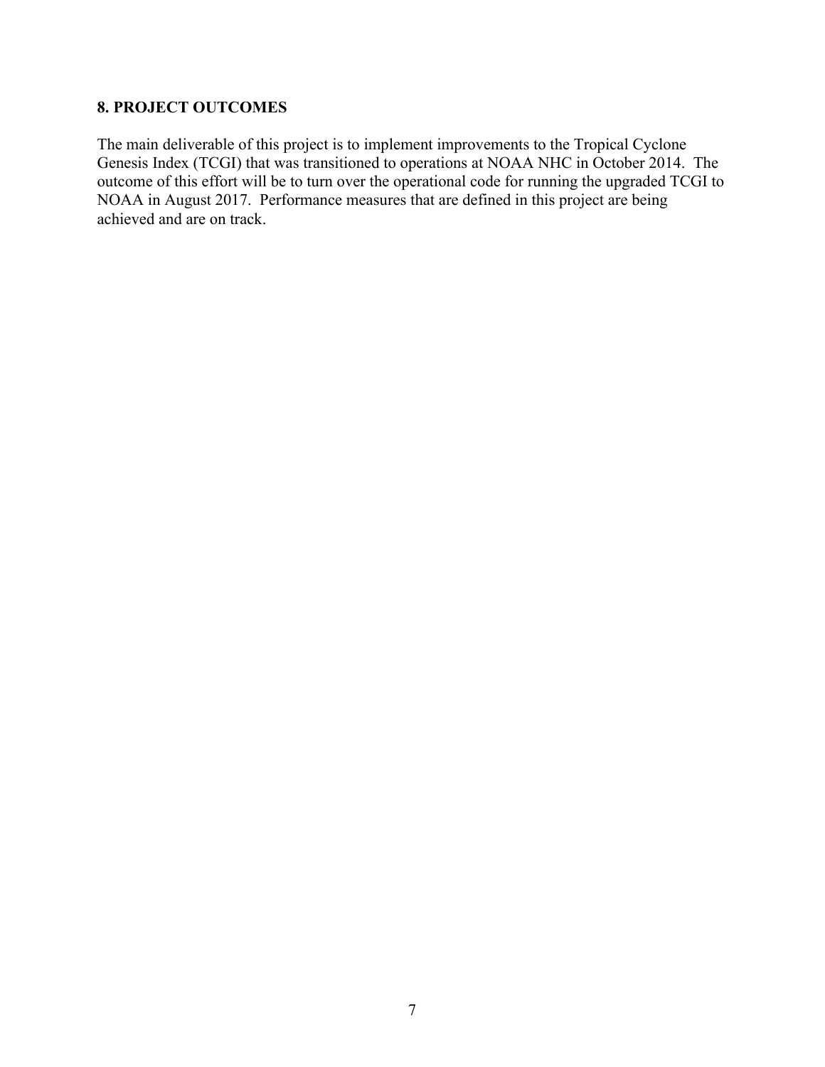## 8. PROJECT OUTCOMES

The main deliverable of this project is to implement improvements to the Tropical Cyclone Genesis Index (TCGI) that was transitioned to operations at NOAA NHC in October 2014. The outcome of this effort will be to turn over the operational code for running the upgraded TCGI to NOAA in August 2017. Performance measures that are defined in this project are being achieved and are on track.